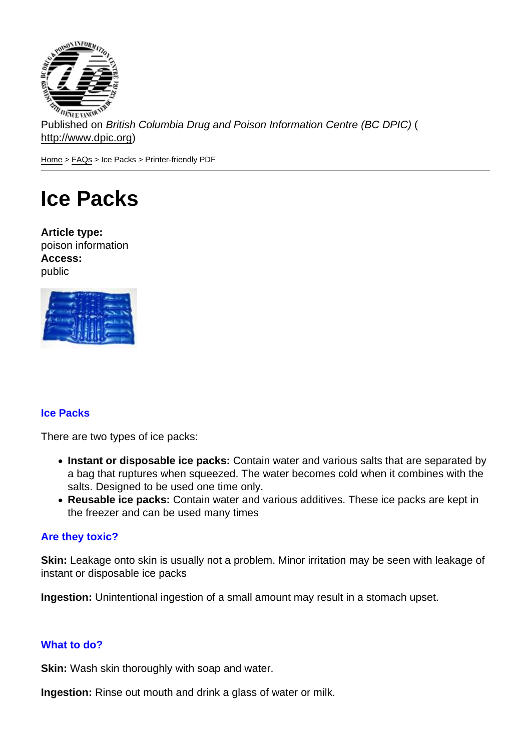Published on *British Columbia Drug and Poison Information Centre (BC DPIC)* (http://www.dpic.org)

Home > FAQs > Ice Packs > Printer-friendly PDF

# Ice Packs

**Article type:**
poison information
**Access:**
public

### Ice Packs

There are two types of ice packs:

- **Instant or disposable ice packs:** Contain water and various salts that are separated by a bag that ruptures when squeezed. The water becomes cold when it combines with the salts. Designed to be used one time only.
- **Reusable ice packs:** Contain water and various additives. These ice packs are kept in the freezer and can be used many times

### Are they toxic?

**Skin:** Leakage onto skin is usually not a problem. Minor irritation may be seen with leakage of instant or disposable ice packs

**Ingestion:** Unintentional ingestion of a small amount may result in a stomach upset.

### What to do?

**Skin:** Wash skin thoroughly with soap and water.

**Ingestion:** Rinse out mouth and drink a glass of water or milk.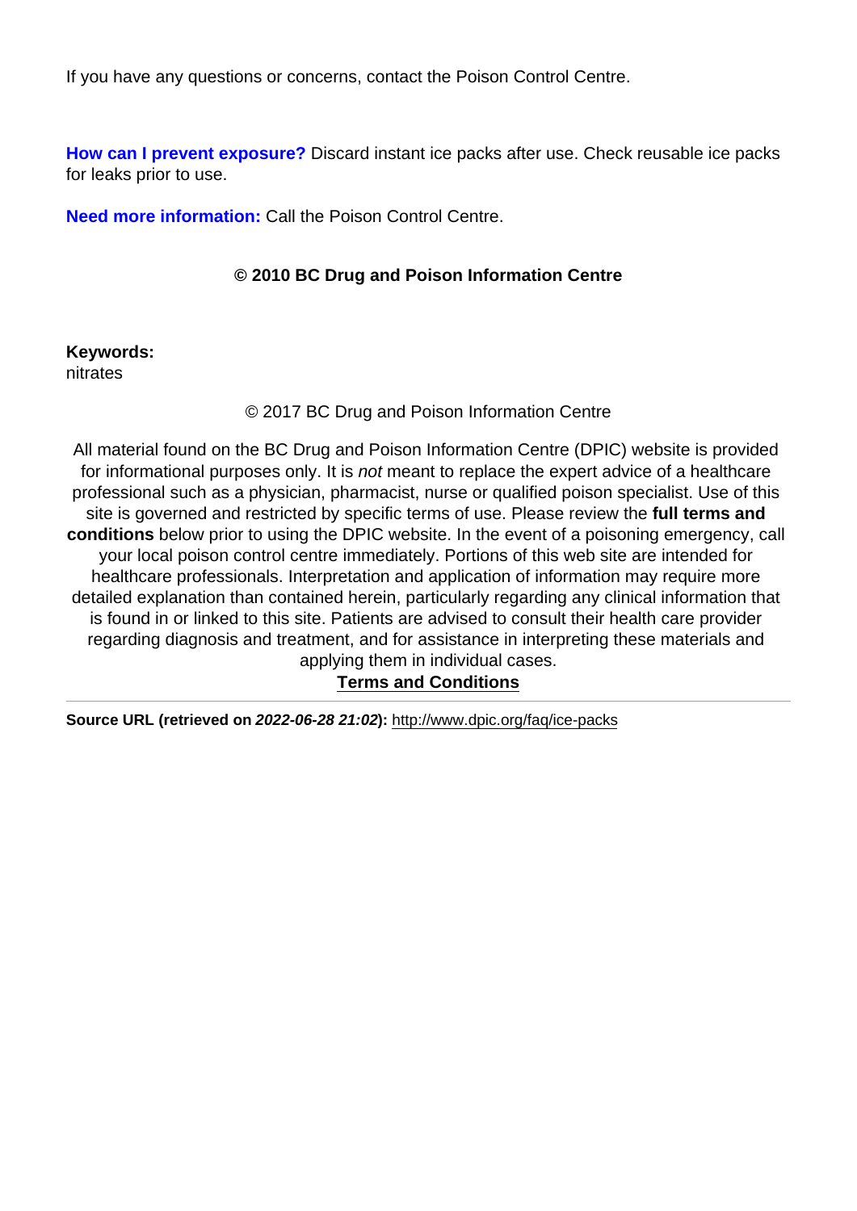If you have any questions or concerns, contact the Poison Control Centre.

**How can I prevent exposure?** Discard instant ice packs after use. Check reusable ice packs for leaks prior to use.

**Need more information:** Call the Poison Control Centre.

**© 2010 BC Drug and Poison Information Centre**

**Keywords:**
nitrates

© 2017 BC Drug and Poison Information Centre

All material found on the BC Drug and Poison Information Centre (DPIC) website is provided for informational purposes only. It is *not* meant to replace the expert advice of a healthcare professional such as a physician, pharmacist, nurse or qualified poison specialist. Use of this site is governed and restricted by specific terms of use. Please review the **full terms and conditions** below prior to using the DPIC website. In the event of a poisoning emergency, call your local poison control centre immediately. Portions of this web site are intended for healthcare professionals. Interpretation and application of information may require more detailed explanation than contained herein, particularly regarding any clinical information that is found in or linked to this site. Patients are advised to consult their health care provider regarding diagnosis and treatment, and for assistance in interpreting these materials and applying them in individual cases.

**Terms and Conditions**

---

**Source URL (retrieved on *2022-06-28 21:02*):** http://www.dpic.org/faq/ice-packs